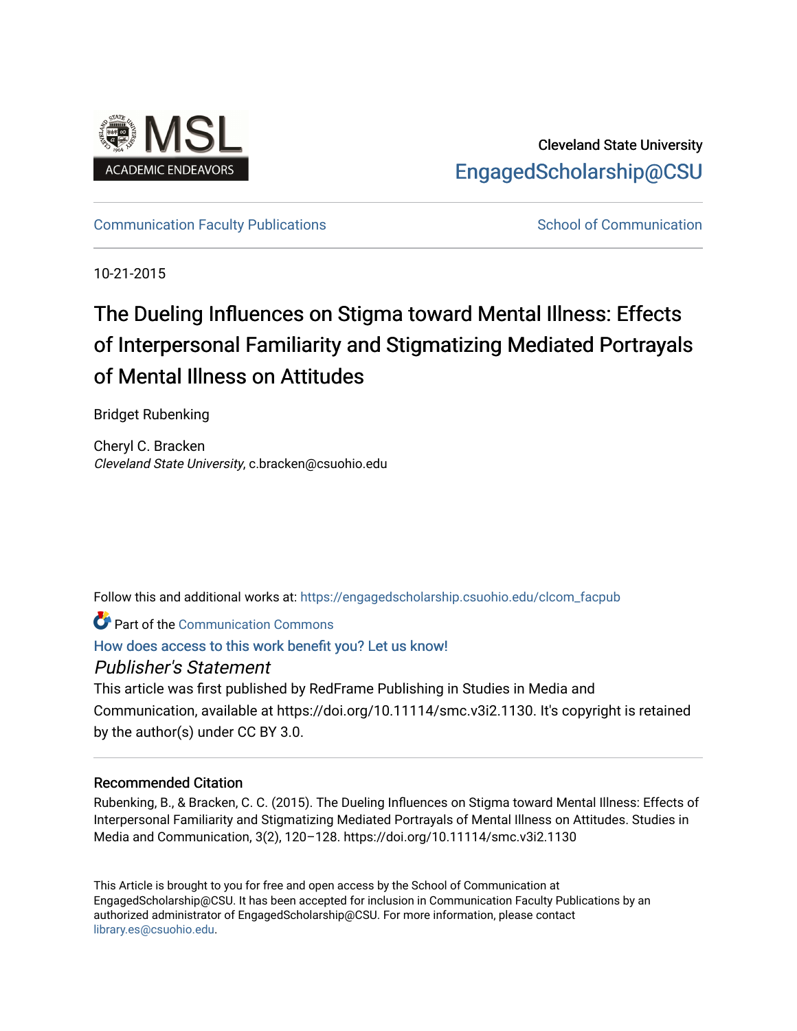Cleveland State University

EngagedScholarship@CSU

Communication Faculty Publications

School of Communication

10-21-2015

# The Dueling Influences on Stigma toward Mental Illness: Effects of Interpersonal Familiarity and Stigmatizing Mediated Portrayals of Mental Illness on Attitudes

Bridget Rubenking

Cheryl C. Bracken
*Cleveland State University*, c.bracken@csuohio.edu

Follow this and additional works at: https://engagedscholarship.csuohio.edu/clcom_facpub

Part of the Communication Commons

How does access to this work benefit you? Let us know!

*Publisher's Statement*

This article was first published by RedFrame Publishing in Studies in Media and Communication, available at https://doi.org/10.11114/smc.v3i2.1130. It's copyright is retained by the author(s) under CC BY 3.0.

### Recommended Citation

Rubenking, B., & Bracken, C. C. (2015). The Dueling Influences on Stigma toward Mental Illness: Effects of Interpersonal Familiarity and Stigmatizing Mediated Portrayals of Mental Illness on Attitudes. Studies in Media and Communication, 3(2), 120–128. https://doi.org/10.11114/smc.v3i2.1130

This Article is brought to you for free and open access by the School of Communication at EngagedScholarship@CSU. It has been accepted for inclusion in Communication Faculty Publications by an authorized administrator of EngagedScholarship@CSU. For more information, please contact library.es@csuohio.edu.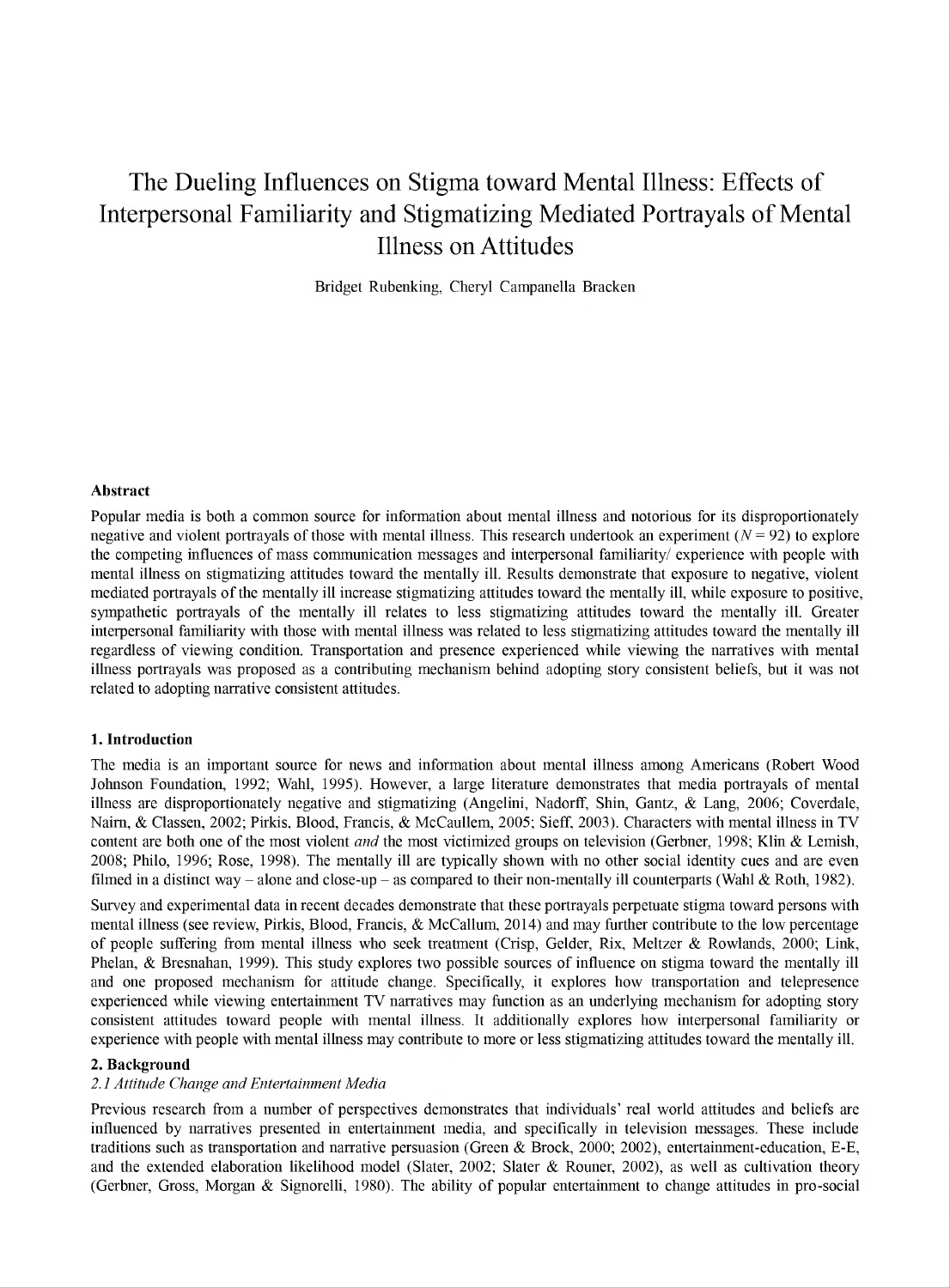# The Dueling Influences on Stigma toward Mental Illness: Effects of Interpersonal Familiarity and Stigmatizing Mediated Portrayals of Mental Illness on Attitudes

Bridget Rubenking, Cheryl Campanella Bracken

### Abstract

Popular media is both a common source for information about mental illness and notorious for its disproportionately negative and violent portrayals of those with mental illness. This research undertook an experiment ($N = 92$) to explore the competing influences of mass communication messages and interpersonal familiarity/ experience with people with mental illness on stigmatizing attitudes toward the mentally ill. Results demonstrate that exposure to negative, violent mediated portrayals of the mentally ill increase stigmatizing attitudes toward the mentally ill, while exposure to positive, sympathetic portrayals of the mentally ill relates to less stigmatizing attitudes toward the mentally ill. Greater interpersonal familiarity with those with mental illness was related to less stigmatizing attitudes toward the mentally ill regardless of viewing condition. Transportation and presence experienced while viewing the narratives with mental illness portrayals was proposed as a contributing mechanism behind adopting story consistent beliefs, but it was not related to adopting narrative consistent attitudes.

## 1. Introduction

The media is an important source for news and information about mental illness among Americans (Robert Wood Johnson Foundation, 1992; Wahl, 1995). However, a large literature demonstrates that media portrayals of mental illness are disproportionately negative and stigmatizing (Angelini, Nadorff, Shin, Gantz, & Lang, 2006; Coverdale, Nairn, & Classen, 2002; Pirkis, Blood, Francis, & McCaullem, 2005; Sieff, 2003). Characters with mental illness in TV content are both one of the most violent *and* the most victimized groups on television (Gerbner, 1998; Klin & Lemish, 2008; Philo, 1996; Rose, 1998). The mentally ill are typically shown with no other social identity cues and are even filmed in a distinct way – alone and close-up – as compared to their non-mentally ill counterparts (Wahl & Roth, 1982).

Survey and experimental data in recent decades demonstrate that these portrayals perpetuate stigma toward persons with mental illness (see review, Pirkis, Blood, Francis, & McCallum, 2014) and may further contribute to the low percentage of people suffering from mental illness who seek treatment (Crisp, Gelder, Rix, Meltzer & Rowlands, 2000; Link, Phelan, & Bresnahan, 1999). This study explores two possible sources of influence on stigma toward the mentally ill and one proposed mechanism for attitude change. Specifically, it explores how transportation and telepresence experienced while viewing entertainment TV narratives may function as an underlying mechanism for adopting story consistent attitudes toward people with mental illness. It additionally explores how interpersonal familiarity or experience with people with mental illness may contribute to more or less stigmatizing attitudes toward the mentally ill.

## 2. Background

### *2.1 Attitude Change and Entertainment Media*

Previous research from a number of perspectives demonstrates that individuals' real world attitudes and beliefs are influenced by narratives presented in entertainment media, and specifically in television messages. These include traditions such as transportation and narrative persuasion (Green & Brock, 2000; 2002), entertainment-education, E-E, and the extended elaboration likelihood model (Slater, 2002; Slater & Rouner, 2002), as well as cultivation theory (Gerbner, Gross, Morgan & Signorelli, 1980). The ability of popular entertainment to change attitudes in pro-social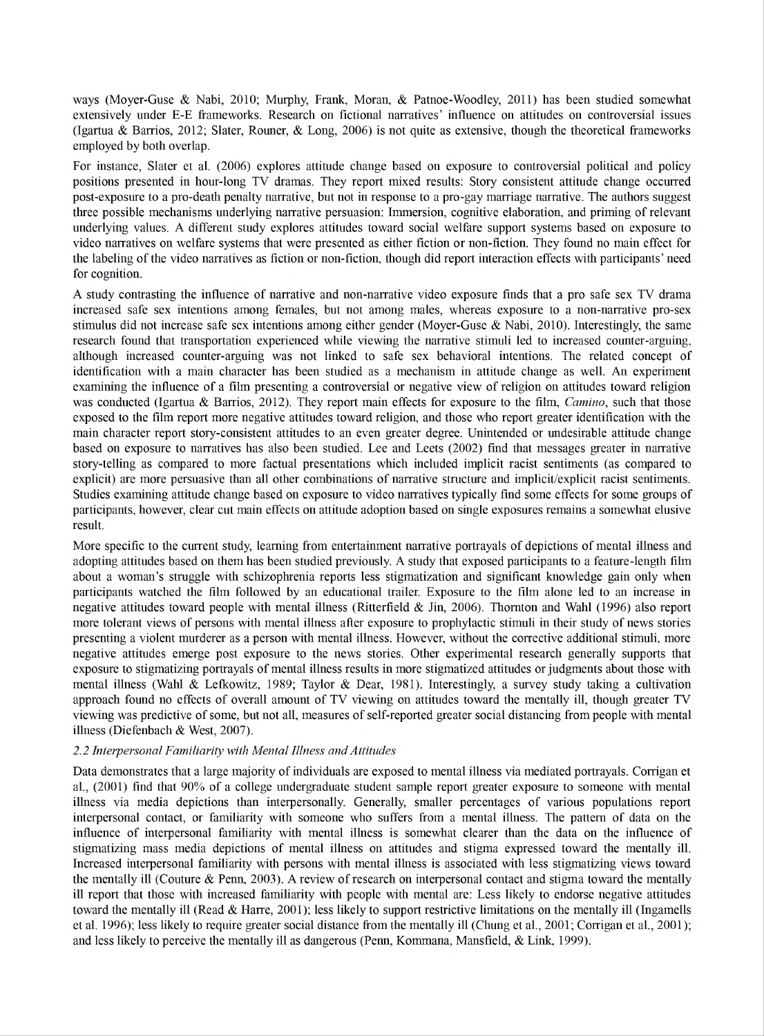ways (Moyer-Guse & Nabi, 2010; Murphy, Frank, Moran, & Patnoe-Woodley, 2011) has been studied somewhat extensively under E-E frameworks. Research on fictional narratives' influence on attitudes on controversial issues (Igartua & Barrios, 2012; Slater, Rouner, & Long, 2006) is not quite as extensive, though the theoretical frameworks employed by both overlap.

For instance, Slater et al. (2006) explores attitude change based on exposure to controversial political and policy positions presented in hour-long TV dramas. They report mixed results: Story consistent attitude change occurred post-exposure to a pro-death penalty narrative, but not in response to a pro-gay marriage narrative. The authors suggest three possible mechanisms underlying narrative persuasion: Immersion, cognitive elaboration, and priming of relevant underlying values. A different study explores attitudes toward social welfare support systems based on exposure to video narratives on welfare systems that were presented as either fiction or non-fiction. They found no main effect for the labeling of the video narratives as fiction or non-fiction, though did report interaction effects with participants' need for cognition.

A study contrasting the influence of narrative and non-narrative video exposure finds that a pro safe sex TV drama increased safe sex intentions among females, but not among males, whereas exposure to a non-narrative pro-sex stimulus did not increase safe sex intentions among either gender (Moyer-Guse & Nabi, 2010). Interestingly, the same research found that transportation experienced while viewing the narrative stimuli led to increased counter-arguing, although increased counter-arguing was not linked to safe sex behavioral intentions. The related concept of identification with a main character has been studied as a mechanism in attitude change as well. An experiment examining the influence of a film presenting a controversial or negative view of religion on attitudes toward religion was conducted (Igartua & Barrios, 2012). They report main effects for exposure to the film, *Camino*, such that those exposed to the film report more negative attitudes toward religion, and those who report greater identification with the main character report story-consistent attitudes to an even greater degree. Unintended or undesirable attitude change based on exposure to narratives has also been studied. Lee and Leets (2002) find that messages greater in narrative story-telling as compared to more factual presentations which included implicit racist sentiments (as compared to explicit) are more persuasive than all other combinations of narrative structure and implicit/explicit racist sentiments. Studies examining attitude change based on exposure to video narratives typically find some effects for some groups of participants, however, clear cut main effects on attitude adoption based on single exposures remains a somewhat elusive result.

More specific to the current study, learning from entertainment narrative portrayals of depictions of mental illness and adopting attitudes based on them has been studied previously. A study that exposed participants to a feature-length film about a woman's struggle with schizophrenia reports less stigmatization and significant knowledge gain only when participants watched the film followed by an educational trailer. Exposure to the film alone led to an increase in negative attitudes toward people with mental illness (Ritterfield & Jin, 2006). Thornton and Wahl (1996) also report more tolerant views of persons with mental illness after exposure to prophylactic stimuli in their study of news stories presenting a violent murderer as a person with mental illness. However, without the corrective additional stimuli, more negative attitudes emerge post exposure to the news stories. Other experimental research generally supports that exposure to stigmatizing portrayals of mental illness results in more stigmatized attitudes or judgments about those with mental illness (Wahl & Lefkowitz, 1989; Taylor & Dear, 1981). Interestingly, a survey study taking a cultivation approach found no effects of overall amount of TV viewing on attitudes toward the mentally ill, though greater TV viewing was predictive of some, but not all, measures of self-reported greater social distancing from people with mental illness (Diefenbach & West, 2007).

### *2.2 Interpersonal Familiarity with Mental Illness and Attitudes*

Data demonstrates that a large majority of individuals are exposed to mental illness via mediated portrayals. Corrigan et al., (2001) find that 90% of a college undergraduate student sample report greater exposure to someone with mental illness via media depictions than interpersonally. Generally, smaller percentages of various populations report interpersonal contact, or familiarity with someone who suffers from a mental illness. The pattern of data on the influence of interpersonal familiarity with mental illness is somewhat clearer than the data on the influence of stigmatizing mass media depictions of mental illness on attitudes and stigma expressed toward the mentally ill. Increased interpersonal familiarity with persons with mental illness is associated with less stigmatizing views toward the mentally ill (Couture & Penn, 2003). A review of research on interpersonal contact and stigma toward the mentally ill report that those with increased familiarity with people with mental are: Less likely to endorse negative attitudes toward the mentally ill (Read & Harre, 2001); less likely to support restrictive limitations on the mentally ill (Ingamells et al. 1996); less likely to require greater social distance from the mentally ill (Chung et al., 2001; Corrigan et al., 2001); and less likely to perceive the mentally ill as dangerous (Penn, Kommana, Mansfield, & Link, 1999).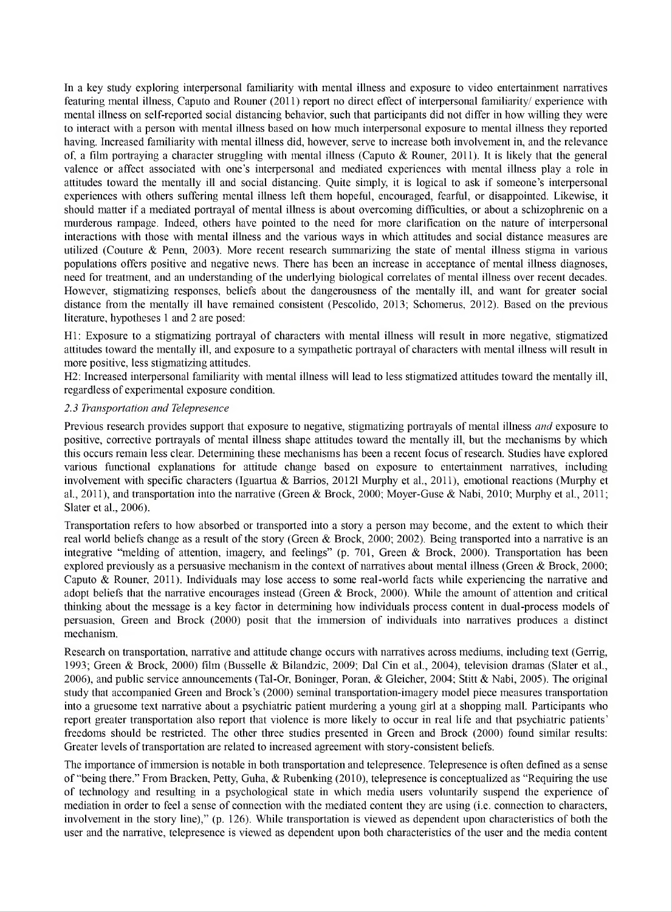In a key study exploring interpersonal familiarity with mental illness and exposure to video entertainment narratives featuring mental illness, Caputo and Rouner (2011) report no direct effect of interpersonal familiarity/ experience with mental illness on self-reported social distancing behavior, such that participants did not differ in how willing they were to interact with a person with mental illness based on how much interpersonal exposure to mental illness they reported having. Increased familiarity with mental illness did, however, serve to increase both involvement in, and the relevance of, a film portraying a character struggling with mental illness (Caputo & Rouner, 2011). It is likely that the general valence or affect associated with one's interpersonal and mediated experiences with mental illness play a role in attitudes toward the mentally ill and social distancing. Quite simply, it is logical to ask if someone's interpersonal experiences with others suffering mental illness left them hopeful, encouraged, fearful, or disappointed. Likewise, it should matter if a mediated portrayal of mental illness is about overcoming difficulties, or about a schizophrenic on a murderous rampage. Indeed, others have pointed to the need for more clarification on the nature of interpersonal interactions with those with mental illness and the various ways in which attitudes and social distance measures are utilized (Couture & Penn, 2003). More recent research summarizing the state of mental illness stigma in various populations offers positive and negative news. There has been an increase in acceptance of mental illness diagnoses, need for treatment, and an understanding of the underlying biological correlates of mental illness over recent decades. However, stigmatizing responses, beliefs about the dangerousness of the mentally ill, and want for greater social distance from the mentally ill have remained consistent (Pescolido, 2013; Schomerus, 2012). Based on the previous literature, hypotheses 1 and 2 are posed:

H1: Exposure to a stigmatizing portrayal of characters with mental illness will result in more negative, stigmatized attitudes toward the mentally ill, and exposure to a sympathetic portrayal of characters with mental illness will result in more positive, less stigmatizing attitudes.
H2: Increased interpersonal familiarity with mental illness will lead to less stigmatized attitudes toward the mentally ill, regardless of experimental exposure condition.

### *2.3 Transportation and Telepresence*

Previous research provides support that exposure to negative, stigmatizing portrayals of mental illness *and* exposure to positive, corrective portrayals of mental illness shape attitudes toward the mentally ill, but the mechanisms by which this occurs remain less clear. Determining these mechanisms has been a recent focus of research. Studies have explored various functional explanations for attitude change based on exposure to entertainment narratives, including involvement with specific characters (Iguartua & Barrios, 2012l Murphy et al., 2011), emotional reactions (Murphy et al., 2011), and transportation into the narrative (Green & Brock, 2000; Moyer-Guse & Nabi, 2010; Murphy et al., 2011; Slater et al., 2006).

Transportation refers to how absorbed or transported into a story a person may become, and the extent to which their real world beliefs change as a result of the story (Green & Brock, 2000; 2002). Being transported into a narrative is an integrative "melding of attention, imagery, and feelings" (p. 701, Green & Brock, 2000). Transportation has been explored previously as a persuasive mechanism in the context of narratives about mental illness (Green & Brock, 2000; Caputo & Rouner, 2011). Individuals may lose access to some real-world facts while experiencing the narrative and adopt beliefs that the narrative encourages instead (Green & Brock, 2000). While the amount of attention and critical thinking about the message is a key factor in determining how individuals process content in dual-process models of persuasion, Green and Brock (2000) posit that the immersion of individuals into narratives produces a distinct mechanism.

Research on transportation, narrative and attitude change occurs with narratives across mediums, including text (Gerrig, 1993; Green & Brock, 2000) film (Busselle & Bilandzic, 2009; Dal Cin et al., 2004), television dramas (Slater et al., 2006), and public service announcements (Tal-Or, Boninger, Poran, & Gleicher, 2004; Stitt & Nabi, 2005). The original study that accompanied Green and Brock's (2000) seminal transportation-imagery model piece measures transportation into a gruesome text narrative about a psychiatric patient murdering a young girl at a shopping mall. Participants who report greater transportation also report that violence is more likely to occur in real life and that psychiatric patients' freedoms should be restricted. The other three studies presented in Green and Brock (2000) found similar results: Greater levels of transportation are related to increased agreement with story-consistent beliefs.

The importance of immersion is notable in both transportation and telepresence. Telepresence is often defined as a sense of "being there." From Bracken, Petty, Guha, & Rubenking (2010), telepresence is conceptualized as "Requiring the use of technology and resulting in a psychological state in which media users voluntarily suspend the experience of mediation in order to feel a sense of connection with the mediated content they are using (i.e. connection to characters, involvement in the story line)," (p. 126). While transportation is viewed as dependent upon characteristics of both the user and the narrative, telepresence is viewed as dependent upon both characteristics of the user and the media content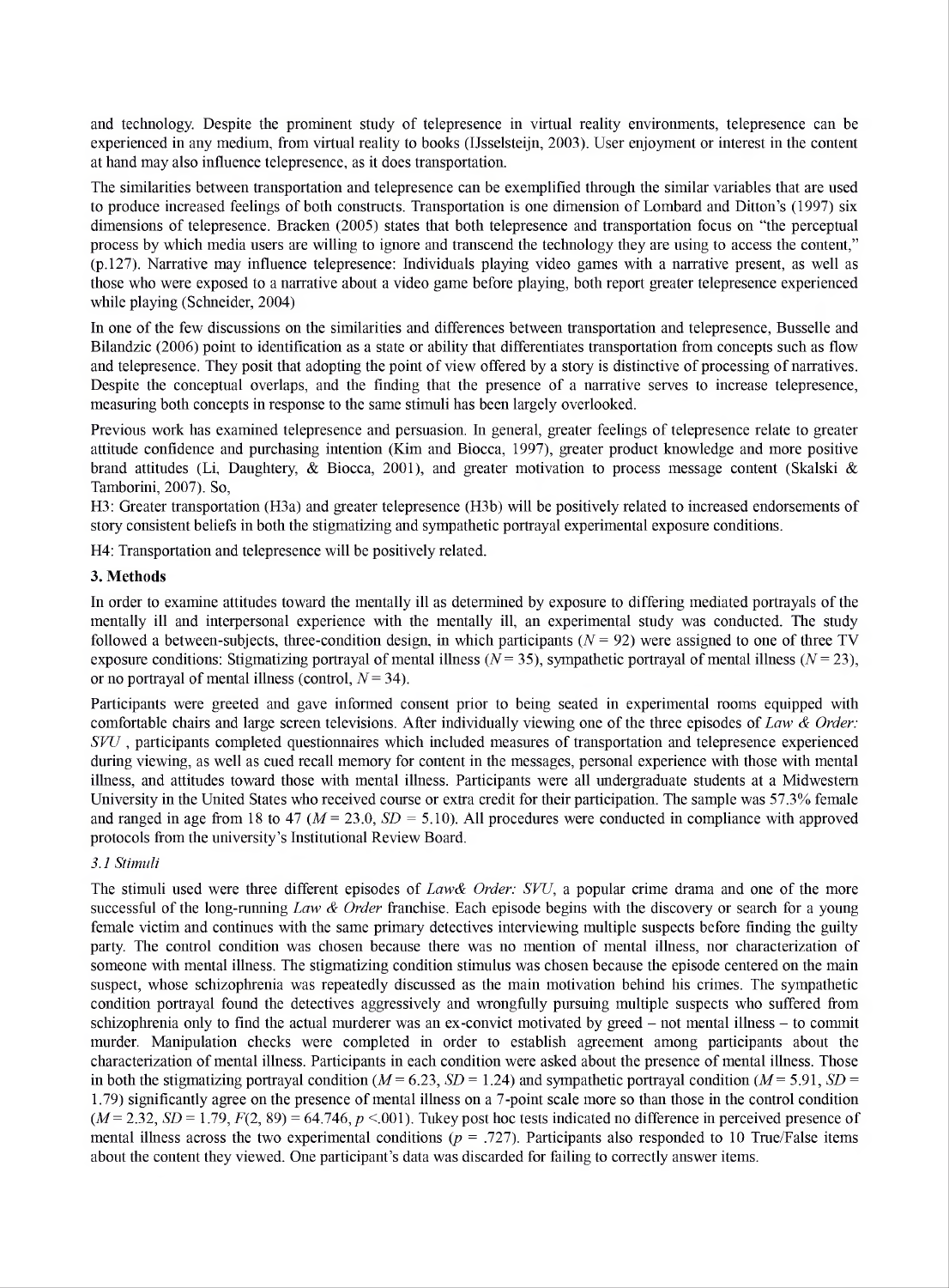and technology. Despite the prominent study of telepresence in virtual reality environments, telepresence can be experienced in any medium, from virtual reality to books (IJsselsteijn, 2003). User enjoyment or interest in the content at hand may also influence telepresence, as it does transportation.

The similarities between transportation and telepresence can be exemplified through the similar variables that are used to produce increased feelings of both constructs. Transportation is one dimension of Lombard and Ditton's (1997) six dimensions of telepresence. Bracken (2005) states that both telepresence and transportation focus on "the perceptual process by which media users are willing to ignore and transcend the technology they are using to access the content," (p.127). Narrative may influence telepresence: Individuals playing video games with a narrative present, as well as those who were exposed to a narrative about a video game before playing, both report greater telepresence experienced while playing (Schneider, 2004)

In one of the few discussions on the similarities and differences between transportation and telepresence, Busselle and Bilandzic (2006) point to identification as a state or ability that differentiates transportation from concepts such as flow and telepresence. They posit that adopting the point of view offered by a story is distinctive of processing of narratives. Despite the conceptual overlaps, and the finding that the presence of a narrative serves to increase telepresence, measuring both concepts in response to the same stimuli has been largely overlooked.

Previous work has examined telepresence and persuasion. In general, greater feelings of telepresence relate to greater attitude confidence and purchasing intention (Kim and Biocca, 1997), greater product knowledge and more positive brand attitudes (Li, Daughtery, & Biocca, 2001), and greater motivation to process message content (Skalski & Tamborini, 2007). So,

H3: Greater transportation (H3a) and greater telepresence (H3b) will be positively related to increased endorsements of story consistent beliefs in both the stigmatizing and sympathetic portrayal experimental exposure conditions.

H4: Transportation and telepresence will be positively related.

## 3. Methods

In order to examine attitudes toward the mentally ill as determined by exposure to differing mediated portrayals of the mentally ill and interpersonal experience with the mentally ill, an experimental study was conducted. The study followed a between-subjects, three-condition design, in which participants ($N = 92$) were assigned to one of three TV exposure conditions: Stigmatizing portrayal of mental illness ($N = 35$), sympathetic portrayal of mental illness ($N = 23$), or no portrayal of mental illness (control, $N = 34$).

Participants were greeted and gave informed consent prior to being seated in experimental rooms equipped with comfortable chairs and large screen televisions. After individually viewing one of the three episodes of *Law & Order: SVU* , participants completed questionnaires which included measures of transportation and telepresence experienced during viewing, as well as cued recall memory for content in the messages, personal experience with those with mental illness, and attitudes toward those with mental illness. Participants were all undergraduate students at a Midwestern University in the United States who received course or extra credit for their participation. The sample was 57.3% female and ranged in age from 18 to 47 ($M = 23.0$, $SD = 5.10$). All procedures were conducted in compliance with approved protocols from the university's Institutional Review Board.

### *3.1 Stimuli*

The stimuli used were three different episodes of *Law& Order: SVU*, a popular crime drama and one of the more successful of the long-running *Law & Order* franchise. Each episode begins with the discovery or search for a young female victim and continues with the same primary detectives interviewing multiple suspects before finding the guilty party. The control condition was chosen because there was no mention of mental illness, nor characterization of someone with mental illness. The stigmatizing condition stimulus was chosen because the episode centered on the main suspect, whose schizophrenia was repeatedly discussed as the main motivation behind his crimes. The sympathetic condition portrayal found the detectives aggressively and wrongfully pursuing multiple suspects who suffered from schizophrenia only to find the actual murderer was an ex-convict motivated by greed – not mental illness – to commit murder. Manipulation checks were completed in order to establish agreement among participants about the characterization of mental illness. Participants in each condition were asked about the presence of mental illness. Those in both the stigmatizing portrayal condition ($M = 6.23$, $SD = 1.24$) and sympathetic portrayal condition ($M = 5.91$, $SD = 1.79$) significantly agree on the presence of mental illness on a 7-point scale more so than those in the control condition ($M = 2.32$, $SD = 1.79$, $F(2, 89) = 64.746$, $p < .001$). Tukey post hoc tests indicated no difference in perceived presence of mental illness across the two experimental conditions ($p = .727$). Participants also responded to 10 True/False items about the content they viewed. One participant's data was discarded for failing to correctly answer items.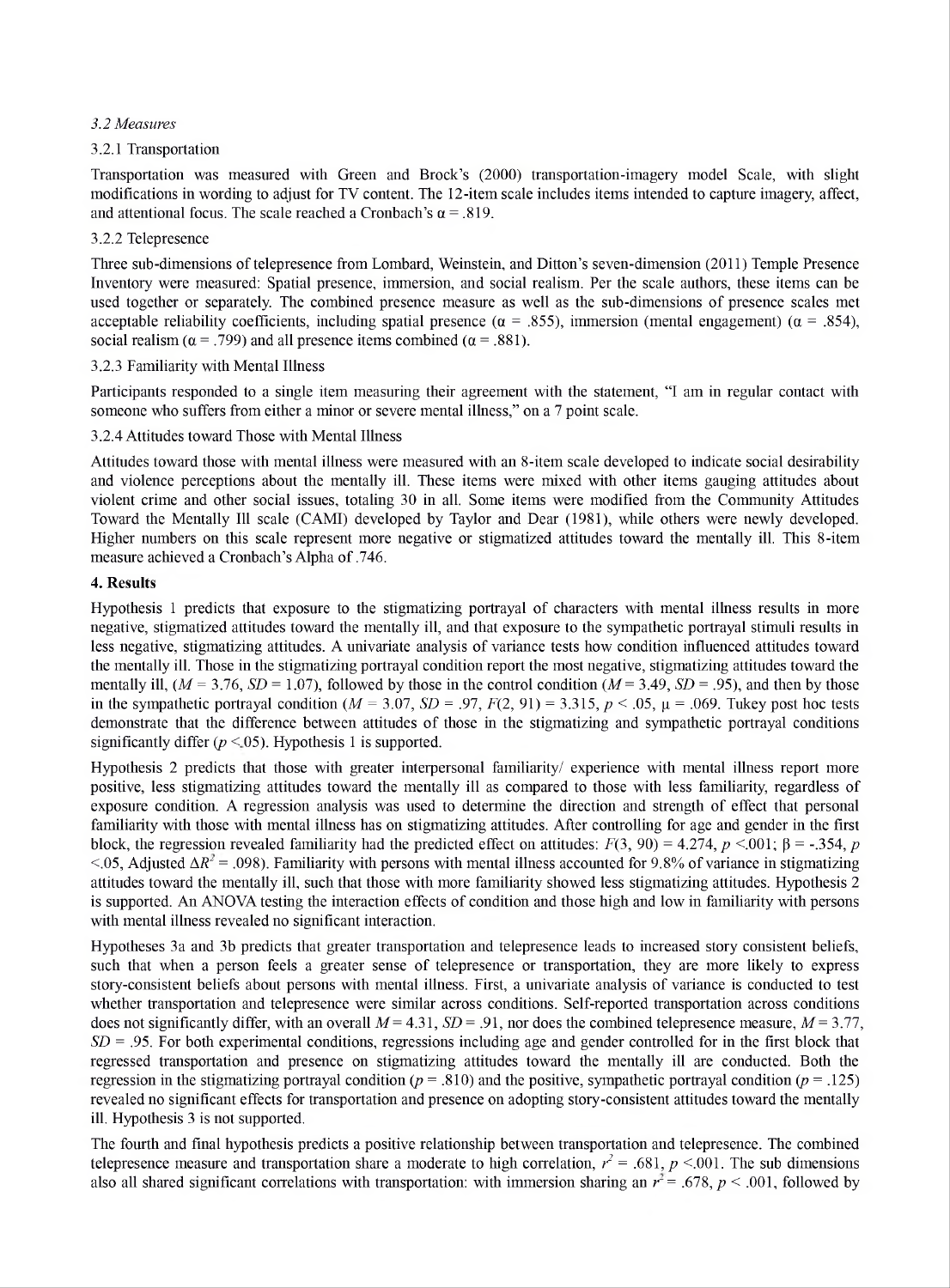*3.2 Measures*

3.2.1 Transportation

Transportation was measured with Green and Brock's (2000) transportation-imagery model Scale, with slight modifications in wording to adjust for TV content. The 12-item scale includes items intended to capture imagery, affect, and attentional focus. The scale reached a Cronbach's $\alpha = .819$.

3.2.2 Telepresence

Three sub-dimensions of telepresence from Lombard, Weinstein, and Ditton's seven-dimension (2011) Temple Presence Inventory were measured: Spatial presence, immersion, and social realism. Per the scale authors, these items can be used together or separately. The combined presence measure as well as the sub-dimensions of presence scales met acceptable reliability coefficients, including spatial presence ($\alpha = .855$), immersion (mental engagement) ($\alpha = .854$), social realism ($\alpha = .799$) and all presence items combined ($\alpha = .881$).

3.2.3 Familiarity with Mental Illness

Participants responded to a single item measuring their agreement with the statement, "I am in regular contact with someone who suffers from either a minor or severe mental illness," on a 7 point scale.

3.2.4 Attitudes toward Those with Mental Illness

Attitudes toward those with mental illness were measured with an 8-item scale developed to indicate social desirability and violence perceptions about the mentally ill. These items were mixed with other items gauging attitudes about violent crime and other social issues, totaling 30 in all. Some items were modified from the Community Attitudes Toward the Mentally Ill scale (CAMI) developed by Taylor and Dear (1981), while others were newly developed. Higher numbers on this scale represent more negative or stigmatized attitudes toward the mentally ill. This 8-item measure achieved a Cronbach's Alpha of .746.

**4. Results**

Hypothesis 1 predicts that exposure to the stigmatizing portrayal of characters with mental illness results in more negative, stigmatized attitudes toward the mentally ill, and that exposure to the sympathetic portrayal stimuli results in less negative, stigmatizing attitudes. A univariate analysis of variance tests how condition influenced attitudes toward the mentally ill. Those in the stigmatizing portrayal condition report the most negative, stigmatizing attitudes toward the mentally ill, ($M = 3.76$, $SD = 1.07$), followed by those in the control condition ($M = 3.49$, $SD = .95$), and then by those in the sympathetic portrayal condition ($M = 3.07$, $SD = .97$, $F(2, 91) = 3.315$, $p < .05$, $\mu = .069$. Tukey post hoc tests demonstrate that the difference between attitudes of those in the stigmatizing and sympathetic portrayal conditions significantly differ ($p < .05$). Hypothesis 1 is supported.

Hypothesis 2 predicts that those with greater interpersonal familiarity/ experience with mental illness report more positive, less stigmatizing attitudes toward the mentally ill as compared to those with less familiarity, regardless of exposure condition. A regression analysis was used to determine the direction and strength of effect that personal familiarity with those with mental illness has on stigmatizing attitudes. After controlling for age and gender in the first block, the regression revealed familiarity had the predicted effect on attitudes: $F(3, 90) = 4.274$, $p < .001$; $\beta = -.354$, $p < .05$, Adjusted $\Delta R^2 = .098$). Familiarity with persons with mental illness accounted for 9.8% of variance in stigmatizing attitudes toward the mentally ill, such that those with more familiarity showed less stigmatizing attitudes. Hypothesis 2 is supported. An ANOVA testing the interaction effects of condition and those high and low in familiarity with persons with mental illness revealed no significant interaction.

Hypotheses 3a and 3b predicts that greater transportation and telepresence leads to increased story consistent beliefs, such that when a person feels a greater sense of telepresence or transportation, they are more likely to express story-consistent beliefs about persons with mental illness. First, a univariate analysis of variance is conducted to test whether transportation and telepresence were similar across conditions. Self-reported transportation across conditions does not significantly differ, with an overall $M = 4.31$, $SD = .91$, nor does the combined telepresence measure, $M = 3.77$, $SD = .95$. For both experimental conditions, regressions including age and gender controlled for in the first block that regressed transportation and presence on stigmatizing attitudes toward the mentally ill are conducted. Both the regression in the stigmatizing portrayal condition ($p = .810$) and the positive, sympathetic portrayal condition ($p = .125$) revealed no significant effects for transportation and presence on adopting story-consistent attitudes toward the mentally ill. Hypothesis 3 is not supported.

The fourth and final hypothesis predicts a positive relationship between transportation and telepresence. The combined telepresence measure and transportation share a moderate to high correlation, $r^2 = .681$, $p < .001$. The sub dimensions also all shared significant correlations with transportation: with immersion sharing an $r^2 = .678$, $p < .001$, followed by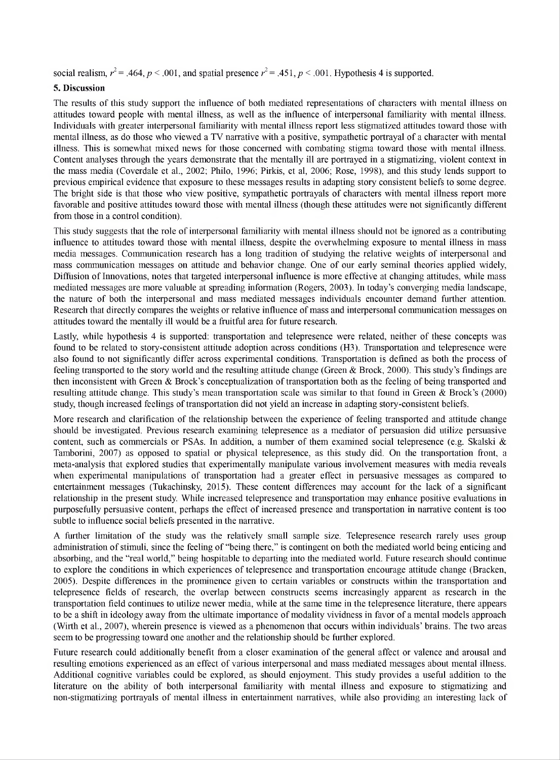social realism, $r^2 = .464$, $p < .001$, and spatial presence $r^2 = .451$, $p < .001$. Hypothesis 4 is supported.

## 5. Discussion

The results of this study support the influence of both mediated representations of characters with mental illness on attitudes toward people with mental illness, as well as the influence of interpersonal familiarity with mental illness. Individuals with greater interpersonal familiarity with mental illness report less stigmatized attitudes toward those with mental illness, as do those who viewed a TV narrative with a positive, sympathetic portrayal of a character with mental illness. This is somewhat mixed news for those concerned with combating stigma toward those with mental illness. Content analyses through the years demonstrate that the mentally ill are portrayed in a stigmatizing, violent context in the mass media (Coverdale et al., 2002; Philo, 1996; Pirkis, et al, 2006; Rose, 1998), and this study lends support to previous empirical evidence that exposure to these messages results in adapting story consistent beliefs to some degree. The bright side is that those who view positive, sympathetic portrayals of characters with mental illness report more favorable and positive attitudes toward those with mental illness (though these attitudes were not significantly different from those in a control condition).

This study suggests that the role of interpersonal familiarity with mental illness should not be ignored as a contributing influence to attitudes toward those with mental illness, despite the overwhelming exposure to mental illness in mass media messages. Communication research has a long tradition of studying the relative weights of interpersonal and mass communication messages on attitude and behavior change. One of our early seminal theories applied widely, Diffusion of Innovations, notes that targeted interpersonal influence is more effective at changing attitudes, while mass mediated messages are more valuable at spreading information (Rogers, 2003). In today's converging media landscape, the nature of both the interpersonal and mass mediated messages individuals encounter demand further attention. Research that directly compares the weights or relative influence of mass and interpersonal communication messages on attitudes toward the mentally ill would be a fruitful area for future research.

Lastly, while hypothesis 4 is supported: transportation and telepresence were related, neither of these concepts was found to be related to story-consistent attitude adoption across conditions (H3). Transportation and telepresence were also found to not significantly differ across experimental conditions. Transportation is defined as both the process of feeling transported to the story world and the resulting attitude change (Green & Brock, 2000). This study's findings are then inconsistent with Green & Brock's conceptualization of transportation both as the feeling of being transported and resulting attitude change. This study's mean transportation scale was similar to that found in Green & Brock's (2000) study, though increased feelings of transportation did not yield an increase in adapting story-consistent beliefs.

More research and clarification of the relationship between the experience of feeling transported and attitude change should be investigated. Previous research examining telepresence as a mediator of persuasion did utilize persuasive content, such as commercials or PSAs. In addition, a number of them examined social telepresence (e.g. Skalski & Tamborini, 2007) as opposed to spatial or physical telepresence, as this study did. On the transportation front, a meta-analysis that explored studies that experimentally manipulate various involvement measures with media reveals when experimental manipulations of transportation had a greater effect in persuasive messages as compared to entertainment messages (Tukachinsky, 2015). These content differences may account for the lack of a significant relationship in the present study. While increased telepresence and transportation may enhance positive evaluations in purposefully persuasive content, perhaps the effect of increased presence and transportation in narrative content is too subtle to influence social beliefs presented in the narrative.

A further limitation of the study was the relatively small sample size. Telepresence research rarely uses group administration of stimuli, since the feeling of "being there," is contingent on both the mediated world being enticing and absorbing, and the "real world," being hospitable to departing into the mediated world. Future research should continue to explore the conditions in which experiences of telepresence and transportation encourage attitude change (Bracken, 2005). Despite differences in the prominence given to certain variables or constructs within the transportation and telepresence fields of research, the overlap between constructs seems increasingly apparent as research in the transportation field continues to utilize newer media, while at the same time in the telepresence literature, there appears to be a shift in ideology away from the ultimate importance of modality vividness in favor of a mental models approach (Wirth et al., 2007), wherein presence is viewed as a phenomenon that occurs within individuals' brains. The two areas seem to be progressing toward one another and the relationship should be further explored.

Future research could additionally benefit from a closer examination of the general affect or valence and arousal and resulting emotions experienced as an effect of various interpersonal and mass mediated messages about mental illness. Additional cognitive variables could be explored, as should enjoyment. This study provides a useful addition to the literature on the ability of both interpersonal familiarity with mental illness and exposure to stigmatizing and non-stigmatizing portrayals of mental illness in entertainment narratives, while also providing an interesting lack of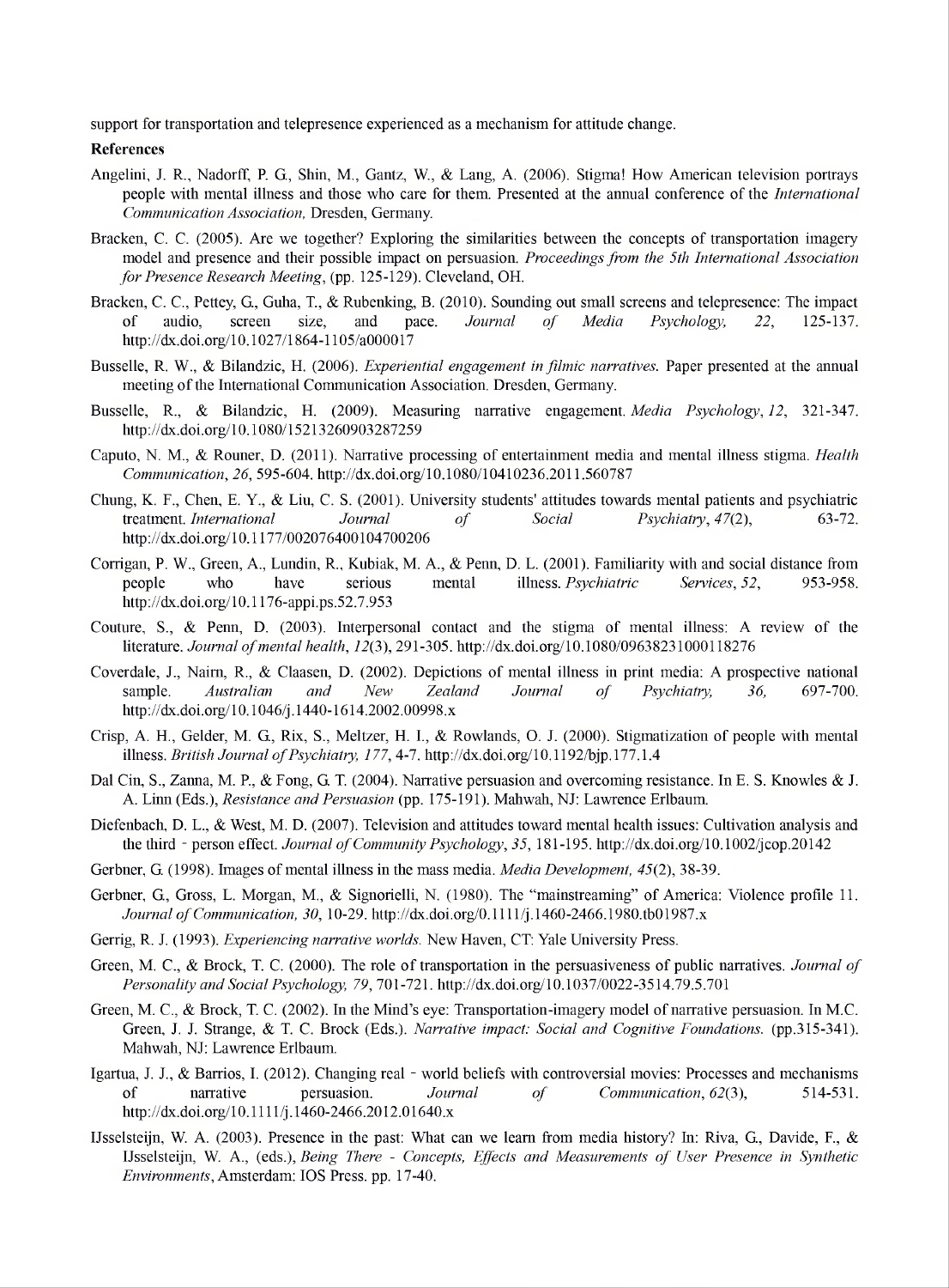support for transportation and telepresence experienced as a mechanism for attitude change.

**References**

Angelini, J. R., Nadorff, P. G., Shin, M., Gantz, W., & Lang, A. (2006). Stigma! How American television portrays people with mental illness and those who care for them. Presented at the annual conference of the *International Communication Association,* Dresden, Germany.

Bracken, C. C. (2005). Are we together? Exploring the similarities between the concepts of transportation imagery model and presence and their possible impact on persuasion. *Proceedings from the 5th International Association for Presence Research Meeting*, (pp. 125-129). Cleveland, OH.

Bracken, C. C., Pettey, G., Guha, T., & Rubenking, B. (2010). Sounding out small screens and telepresence: The impact of audio, screen size, and pace. *Journal of Media Psychology, 22*, 125-137. http://dx.doi.org/10.1027/1864-1105/a000017

Busselle, R. W., & Bilandzic, H. (2006). *Experiential engagement in filmic narratives.* Paper presented at the annual meeting of the International Communication Association. Dresden, Germany.

Busselle, R., & Bilandzic, H. (2009). Measuring narrative engagement. *Media Psychology*, *12*, 321-347. http://dx.doi.org/10.1080/15213260903287259

Caputo, N. M., & Rouner, D. (2011). Narrative processing of entertainment media and mental illness stigma. *Health Communication*, *26*, 595-604. http://dx.doi.org/10.1080/10410236.2011.560787

Chung, K. F., Chen, E. Y., & Liu, C. S. (2001). University students' attitudes towards mental patients and psychiatric treatment. *International Journal of Social Psychiatry*, *47*(2), 63-72. http://dx.doi.org/10.1177/002076400104700206

Corrigan, P. W., Green, A., Lundin, R., Kubiak, M. A., & Penn, D. L. (2001). Familiarity with and social distance from people who have serious mental illness. *Psychiatric Services*, *52*, 953-958. http://dx.doi.org/10.1176-appi.ps.52.7.953

Couture, S., & Penn, D. (2003). Interpersonal contact and the stigma of mental illness: A review of the literature. *Journal of mental health*, *12*(3), 291-305. http://dx.doi.org/10.1080/09638231000118276

Coverdale, J., Nairn, R., & Claasen, D. (2002). Depictions of mental illness in print media: A prospective national sample. *Australian and New Zealand Journal of Psychiatry, 36,* 697-700. http://dx.doi.org/10.1046/j.1440-1614.2002.00998.x

Crisp, A. H., Gelder, M. G., Rix, S., Meltzer, H. I., & Rowlands, O. J. (2000). Stigmatization of people with mental illness. *British Journal of Psychiatry, 177*, 4-7. http://dx.doi.org/10.1192/bjp.177.1.4

Dal Cin, S., Zanna, M. P., & Fong, G. T. (2004). Narrative persuasion and overcoming resistance. In E. S. Knowles & J. A. Linn (Eds.), *Resistance and Persuasion* (pp. 175-191). Mahwah, NJ: Lawrence Erlbaum.

Diefenbach, D. L., & West, M. D. (2007). Television and attitudes toward mental health issues: Cultivation analysis and the third‐person effect. *Journal of Community Psychology*, *35*, 181-195. http://dx.doi.org/10.1002/jcop.20142

Gerbner, G. (1998). Images of mental illness in the mass media. *Media Development, 45*(2), 38-39.

Gerbner, G., Gross, L. Morgan, M., & Signorielli, N. (1980). The "mainstreaming" of America: Violence profile 11. *Journal of Communication, 30*, 10-29. http://dx.doi.org/0.1111/j.1460-2466.1980.tb01987.x

Gerrig, R. J. (1993). *Experiencing narrative worlds.* New Haven, CT: Yale University Press.

Green, M. C., & Brock, T. C. (2000). The role of transportation in the persuasiveness of public narratives. *Journal of Personality and Social Psychology, 79*, 701-721. http://dx.doi.org/10.1037/0022-3514.79.5.701

Green, M. C., & Brock, T. C. (2002). In the Mind's eye: Transportation-imagery model of narrative persuasion. In M.C. Green, J. J. Strange, & T. C. Brock (Eds.). *Narrative impact: Social and Cognitive Foundations.* (pp.315-341). Mahwah, NJ: Lawrence Erlbaum.

Igartua, J. J., & Barrios, I. (2012). Changing real‐world beliefs with controversial movies: Processes and mechanisms of narrative persuasion. *Journal of Communication*, *62*(3), 514-531. http://dx.doi.org/10.1111/j.1460-2466.2012.01640.x

IJsselsteijn, W. A. (2003). Presence in the past: What can we learn from media history? In: Riva, G., Davide, F., & IJsselsteijn, W. A., (eds.), *Being There - Concepts, Effects and Measurements of User Presence in Synthetic Environments*, Amsterdam: IOS Press. pp. 17-40.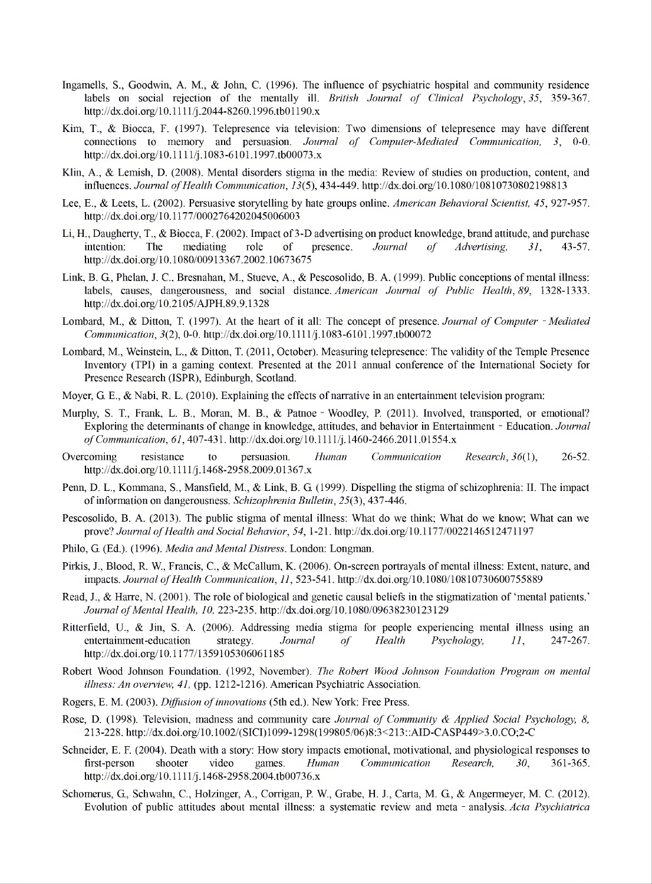Ingamells, S., Goodwin, A. M., & John, C. (1996). The influence of psychiatric hospital and community residence labels on social rejection of the mentally ill. *British Journal of Clinical Psychology*, *35*, 359-367. http://dx.doi.org/10.1111/j.2044-8260.1996.tb01190.x

Kim, T., & Biocca, F. (1997). Telepresence via television: Two dimensions of telepresence may have different connections to memory and persuasion. *Journal of Computer-Mediated Communication, 3*, 0-0. http://dx.doi.org/10.1111/j.1083-6101.1997.tb00073.x

Klin, A., & Lemish, D. (2008). Mental disorders stigma in the media: Review of studies on production, content, and influences. *Journal of Health Communication*, *13*(5), 434-449. http://dx.doi.org/10.1080/10810730802198813

Lee, E., & Leets, L. (2002). Persuasive storytelling by hate groups online. *American Behavioral Scientist, 45*, 927-957. http://dx.doi.org/10.1177/0002764202045006003

Li, H., Daugherty, T., & Biocca, F. (2002). Impact of 3-D advertising on product knowledge, brand attitude, and purchase intention: The mediating role of presence. *Journal of Advertising, 31*, 43-57. http://dx.doi.org/10.1080/00913367.2002.10673675

Link, B. G., Phelan, J. C., Bresnahan, M., Stueve, A., & Pescosolido, B. A. (1999). Public conceptions of mental illness: labels, causes, dangerousness, and social distance. *American Journal of Public Health*, *89*, 1328-1333. http://dx.doi.org/10.2105/AJPH.89.9.1328

Lombard, M., & Ditton, T. (1997). At the heart of it all: The concept of presence. *Journal of Computer - Mediated Communication*, *3*(2), 0-0. http://dx.doi.org/10.1111/j.1083-6101.1997.tb00072

Lombard, M., Weinstein, L., & Ditton, T. (2011, October). Measuring telepresence: The validity of the Temple Presence Inventory (TPI) in a gaming context. Presented at the 2011 annual conference of the International Society for Presence Research (ISPR), Edinburgh, Scotland.

Moyer, G. E., & Nabi, R. L. (2010). Explaining the effects of narrative in an entertainment television program:

Murphy, S. T., Frank, L. B., Moran, M. B., & Patnoe - Woodley, P. (2011). Involved, transported, or emotional? Exploring the determinants of change in knowledge, attitudes, and behavior in Entertainment - Education. *Journal of Communication*, *61*, 407-431. http://dx.doi.org/10.1111/j.1460-2466.2011.01554.x

Overcoming resistance to persuasion. *Human Communication Research*, *36*(1), 26-52. http://dx.doi.org/10.1111/j.1468-2958.2009.01367.x

Penn, D. L., Kommana, S., Mansfield, M., & Link, B. G. (1999). Dispelling the stigma of schizophrenia: II. The impact of information on dangerousness. *Schizophrenia Bulletin*, *25*(3), 437-446.

Pescosolido, B. A. (2013). The public stigma of mental illness: What do we think; What do we know; What can we prove? *Journal of Health and Social Behavior*, *54*, 1-21. http://dx.doi.org/10.1177/0022146512471197

Philo, G. (Ed.). (1996). *Media and Mental Distress*. London: Longman.

Pirkis, J., Blood, R. W., Francis, C., & McCallum, K. (2006). On-screen portrayals of mental illness: Extent, nature, and impacts. *Journal of Health Communication*, *11*, 523-541. http://dx.doi.org/10.1080/10810730600755889

Read, J., & Harre, N. (2001). The role of biological and genetic causal beliefs in the stigmatization of 'mental patients.' *Journal of Mental Health, 10,* 223-235. http://dx.doi.org/10.1080/09638230123129

Ritterfield, U., & Jin, S. A. (2006). Addressing media stigma for people experiencing mental illness using an entertainment-education strategy. *Journal of Health Psychology, 11*, 247-267. http://dx.doi.org/10.1177/1359105306061185

Robert Wood Johnson Foundation. (1992, November). *The Robert Wood Johnson Foundation Program on mental illness: An overview, 41,* (pp. 1212-1216). American Psychiatric Association.

Rogers, E. M. (2003). *Diffusion of innovations* (5th ed.). New York: Free Press.

Rose, D. (1998). Television, madness and community care *Journal of Community & Applied Social Psychology, 8,* 213-228. http://dx.doi.org/10.1002/(SICI)1099-1298(199805/06)8:3<213::AID-CASP449>3.0.CO;2-C

Schneider, E. F. (2004). Death with a story: How story impacts emotional, motivational, and physiological responses to first-person shooter video games. *Human Communication Research, 30*, 361-365. http://dx.doi.org/10.1111/j.1468-2958.2004.tb00736.x

Schomerus, G., Schwahn, C., Holzinger, A., Corrigan, P. W., Grabe, H. J., Carta, M. G., & Angermeyer, M. C. (2012). Evolution of public attitudes about mental illness: a systematic review and meta - analysis. *Acta Psychiatrica*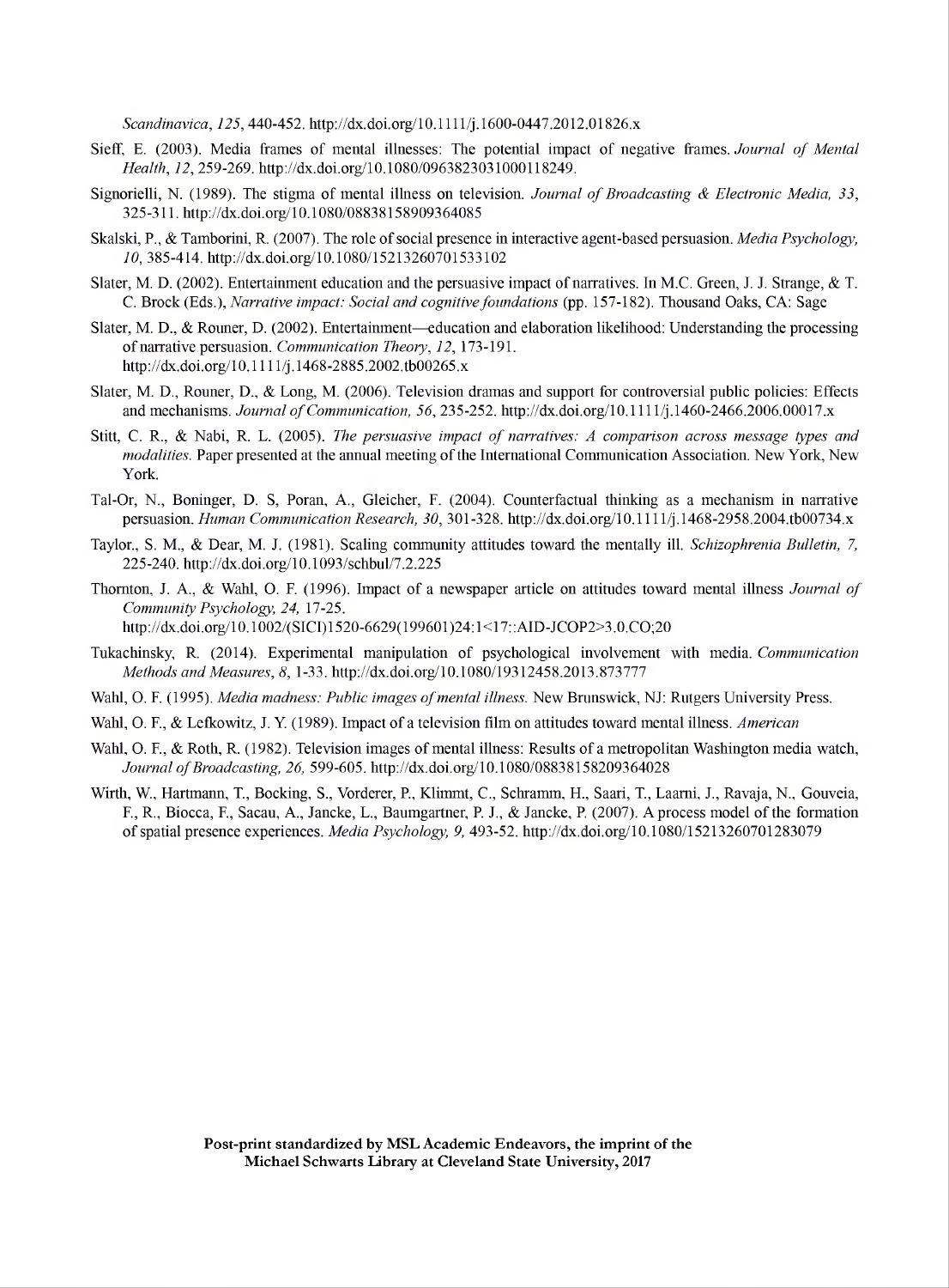*Scandinavica*, *125*, 440-452. http://dx.doi.org/10.1111/j.1600-0447.2012.01826.x

Sieff, E. (2003). Media frames of mental illnesses: The potential impact of negative frames. *Journal of Mental Health*, *12*, 259-269. http://dx.doi.org/10.1080/0963823031000118249.

Signorielli, N. (1989). The stigma of mental illness on television. *Journal of Broadcasting & Electronic Media, 33*, 325-311. http://dx.doi.org/10.1080/08838158909364085

Skalski, P., & Tamborini, R. (2007). The role of social presence in interactive agent-based persuasion. *Media Psychology, 10*, 385-414. http://dx.doi.org/10.1080/15213260701533102

Slater, M. D. (2002). Entertainment education and the persuasive impact of narratives. In M.C. Green, J. J. Strange, & T. C. Brock (Eds.), *Narrative impact: Social and cognitive foundations* (pp. 157-182). Thousand Oaks, CA: Sage

Slater, M. D., & Rouner, D. (2002). Entertainment—education and elaboration likelihood: Understanding the processing of narrative persuasion. *Communication Theory*, *12*, 173-191. http://dx.doi.org/10.1111/j.1468-2885.2002.tb00265.x

Slater, M. D., Rouner, D., & Long, M. (2006). Television dramas and support for controversial public policies: Effects and mechanisms. *Journal of Communication, 56*, 235-252. http://dx.doi.org/10.1111/j.1460-2466.2006.00017.x

Stitt, C. R., & Nabi, R. L. (2005). *The persuasive impact of narratives: A comparison across message types and modalities.* Paper presented at the annual meeting of the International Communication Association. New York, New York.

Tal-Or, N., Boninger, D. S, Poran, A., Gleicher, F. (2004). Counterfactual thinking as a mechanism in narrative persuasion. *Human Communication Research, 30*, 301-328. http://dx.doi.org/10.1111/j.1468-2958.2004.tb00734.x

Taylor., S. M., & Dear, M. J. (1981). Scaling community attitudes toward the mentally ill. *Schizophrenia Bulletin, 7,* 225-240. http://dx.doi.org/10.1093/schbul/7.2.225

Thornton, J. A., & Wahl, O. F. (1996). Impact of a newspaper article on attitudes toward mental illness *Journal of Community Psychology, 24,* 17-25. http://dx.doi.org/10.1002/(SICI)1520-6629(199601)24:1<17::AID-JCOP2>3.0.CO;20

Tukachinsky, R. (2014). Experimental manipulation of psychological involvement with media. *Communication Methods and Measures*, *8*, 1-33. http://dx.doi.org/10.1080/19312458.2013.873777

Wahl, O. F. (1995). *Media madness: Public images of mental illness.* New Brunswick, NJ: Rutgers University Press.

Wahl, O. F., & Lefkowitz, J. Y. (1989). Impact of a television film on attitudes toward mental illness. *American*

Wahl, O. F., & Roth, R. (1982). Television images of mental illness: Results of a metropolitan Washington media watch, *Journal of Broadcasting, 26,* 599-605. http://dx.doi.org/10.1080/08838158209364028

Wirth, W., Hartmann, T., Bocking, S., Vorderer, P., Klimmt, C., Schramm, H., Saari, T., Laarni, J., Ravaja, N., Gouveia, F., R., Biocca, F., Sacau, A., Jancke, L., Baumgartner, P. J., & Jancke, P. (2007). A process model of the formation of spatial presence experiences. *Media Psychology, 9,* 493-52. http://dx.doi.org/10.1080/15213260701283079

**Post-print standardized by MSL Academic Endeavors, the imprint of the Michael Schwarts Library at Cleveland State University, 2017**